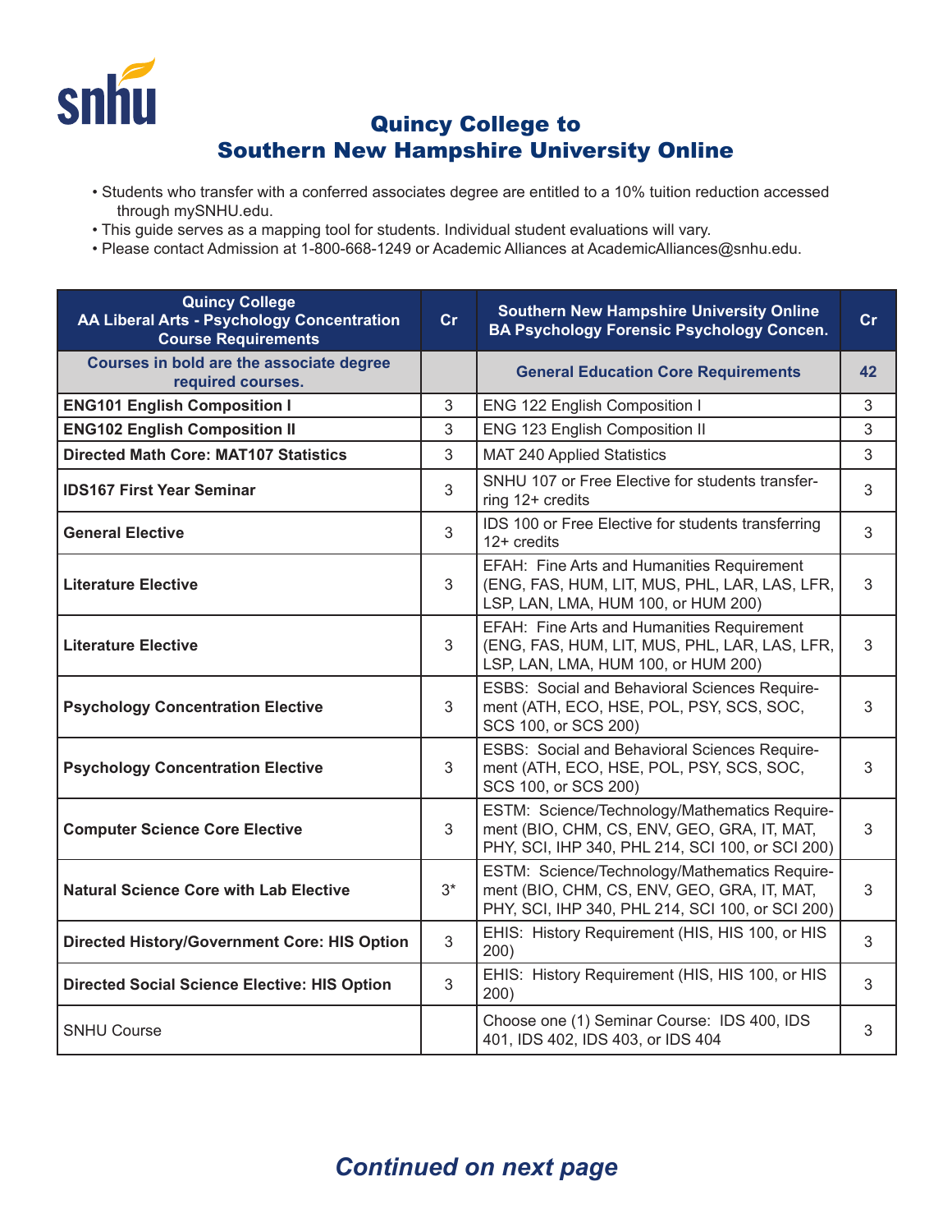# Quincy College to Southern New Hampshire University Online

- Students who transfer with a conferred associates degree are entitled to a 10% tuition reduction accessed through mySNHU.edu.
- This guide serves as a mapping tool for students. Individual student evaluations will vary.
- Please contact Admission at 1-800-668-1249 or Academic Alliances at AcademicAlliances@snhu.edu.

| Quincy College AA Liberal Arts - Psychology Concentration Course Requirements | Cr | Southern New Hampshire University Online BA Psychology Forensic Psychology Concen. | Cr |
|---|---|---|---|
| **Courses in bold are the associate degree required courses.** | | **General Education Core Requirements** | **42** |
| **ENG101 English Composition I** | 3 | ENG 122 English Composition I | 3 |
| **ENG102 English Composition II** | 3 | ENG 123 English Composition II | 3 |
| **Directed Math Core: MAT107 Statistics** | 3 | MAT 240 Applied Statistics | 3 |
| **IDS167 First Year Seminar** | 3 | SNHU 107 or Free Elective for students transferring 12+ credits | 3 |
| **General Elective** | 3 | IDS 100 or Free Elective for students transferring 12+ credits | 3 |
| **Literature Elective** | 3 | EFAH: Fine Arts and Humanities Requirement (ENG, FAS, HUM, LIT, MUS, PHL, LAR, LAS, LFR, LSP, LAN, LMA, HUM 100, or HUM 200) | 3 |
| **Literature Elective** | 3 | EFAH: Fine Arts and Humanities Requirement (ENG, FAS, HUM, LIT, MUS, PHL, LAR, LAS, LFR, LSP, LAN, LMA, HUM 100, or HUM 200) | 3 |
| **Psychology Concentration Elective** | 3 | ESBS: Social and Behavioral Sciences Requirement (ATH, ECO, HSE, POL, PSY, SCS, SOC, SCS 100, or SCS 200) | 3 |
| **Psychology Concentration Elective** | 3 | ESBS: Social and Behavioral Sciences Requirement (ATH, ECO, HSE, POL, PSY, SCS, SOC, SCS 100, or SCS 200) | 3 |
| **Computer Science Core Elective** | 3 | ESTM: Science/Technology/Mathematics Requirement (BIO, CHM, CS, ENV, GEO, GRA, IT, MAT, PHY, SCI, IHP 340, PHL 214, SCI 100, or SCI 200) | 3 |
| **Natural Science Core with Lab Elective** | 3* | ESTM: Science/Technology/Mathematics Requirement (BIO, CHM, CS, ENV, GEO, GRA, IT, MAT, PHY, SCI, IHP 340, PHL 214, SCI 100, or SCI 200) | 3 |
| **Directed History/Government Core: HIS Option** | 3 | EHIS: History Requirement (HIS, HIS 100, or HIS 200) | 3 |
| **Directed Social Science Elective: HIS Option** | 3 | EHIS: History Requirement (HIS, HIS 100, or HIS 200) | 3 |
| SNHU Course | | Choose one (1) Seminar Course: IDS 400, IDS 401, IDS 402, IDS 403, or IDS 404 | 3 |

***Continued on next page***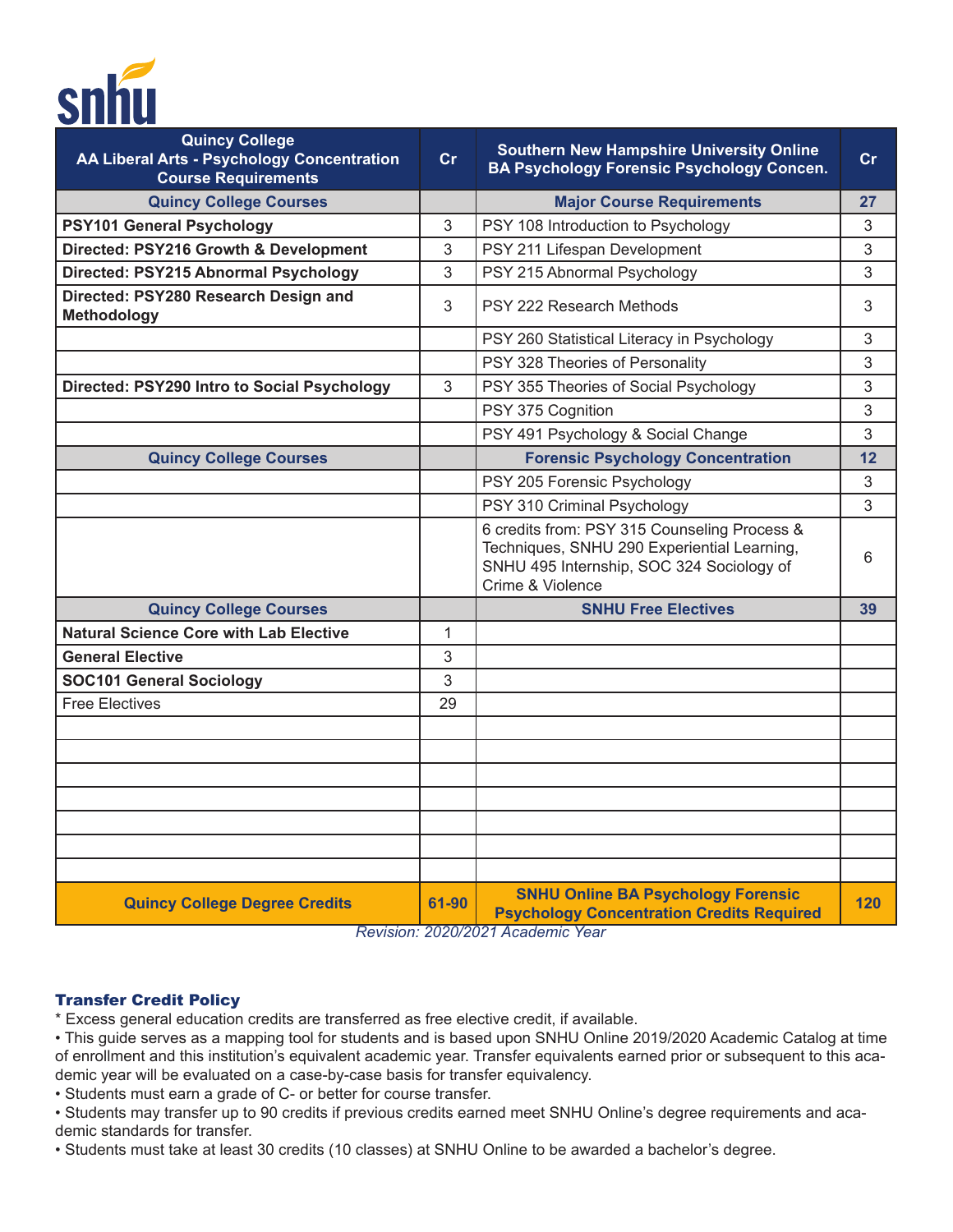| Quincy College<br>AA Liberal Arts - Psychology Concentration<br>Course Requirements | Cr | Southern New Hampshire University Online<br>BA Psychology Forensic Psychology Concen. | Cr |
|---|---|---|---|
| **Quincy College Courses** | | **Major Course Requirements** | **27** |
| **PSY101 General Psychology** | 3 | PSY 108 Introduction to Psychology | 3 |
| **Directed: PSY216 Growth & Development** | 3 | PSY 211 Lifespan Development | 3 |
| **Directed: PSY215 Abnormal Psychology** | 3 | PSY 215 Abnormal Psychology | 3 |
| **Directed: PSY280 Research Design and Methodology** | 3 | PSY 222 Research Methods | 3 |
| | | PSY 260 Statistical Literacy in Psychology | 3 |
| | | PSY 328 Theories of Personality | 3 |
| **Directed: PSY290 Intro to Social Psychology** | 3 | PSY 355 Theories of Social Psychology | 3 |
| | | PSY 375 Cognition | 3 |
| | | PSY 491 Psychology & Social Change | 3 |
| **Quincy College Courses** | | **Forensic Psychology Concentration** | **12** |
| | | PSY 205 Forensic Psychology | 3 |
| | | PSY 310 Criminal Psychology | 3 |
| | | 6 credits from: PSY 315 Counseling Process & Techniques, SNHU 290 Experiential Learning, SNHU 495 Internship, SOC 324 Sociology of Crime & Violence | 6 |
| **Quincy College Courses** | | **SNHU Free Electives** | **39** |
| **Natural Science Core with Lab Elective** | 1 | | |
| **General Elective** | 3 | | |
| **SOC101 General Sociology** | 3 | | |
| Free Electives | 29 | | |
| | | | |
| | | | |
| | | | |
| | | | |
| | | | |
| | | | |
| | | | |
| **Quincy College Degree Credits** | **61-90** | **SNHU Online BA Psychology Forensic Psychology Concentration Credits Required** | **120** |

*Revision: 2020/2021 Academic Year*

### Transfer Credit Policy

\* Excess general education credits are transferred as free elective credit, if available.

- This guide serves as a mapping tool for students and is based upon SNHU Online 2019/2020 Academic Catalog at time of enrollment and this institution's equivalent academic year. Transfer equivalents earned prior or subsequent to this academic year will be evaluated on a case-by-case basis for transfer equivalency.
- Students must earn a grade of C- or better for course transfer.
- Students may transfer up to 90 credits if previous credits earned meet SNHU Online's degree requirements and academic standards for transfer.
- Students must take at least 30 credits (10 classes) at SNHU Online to be awarded a bachelor's degree.